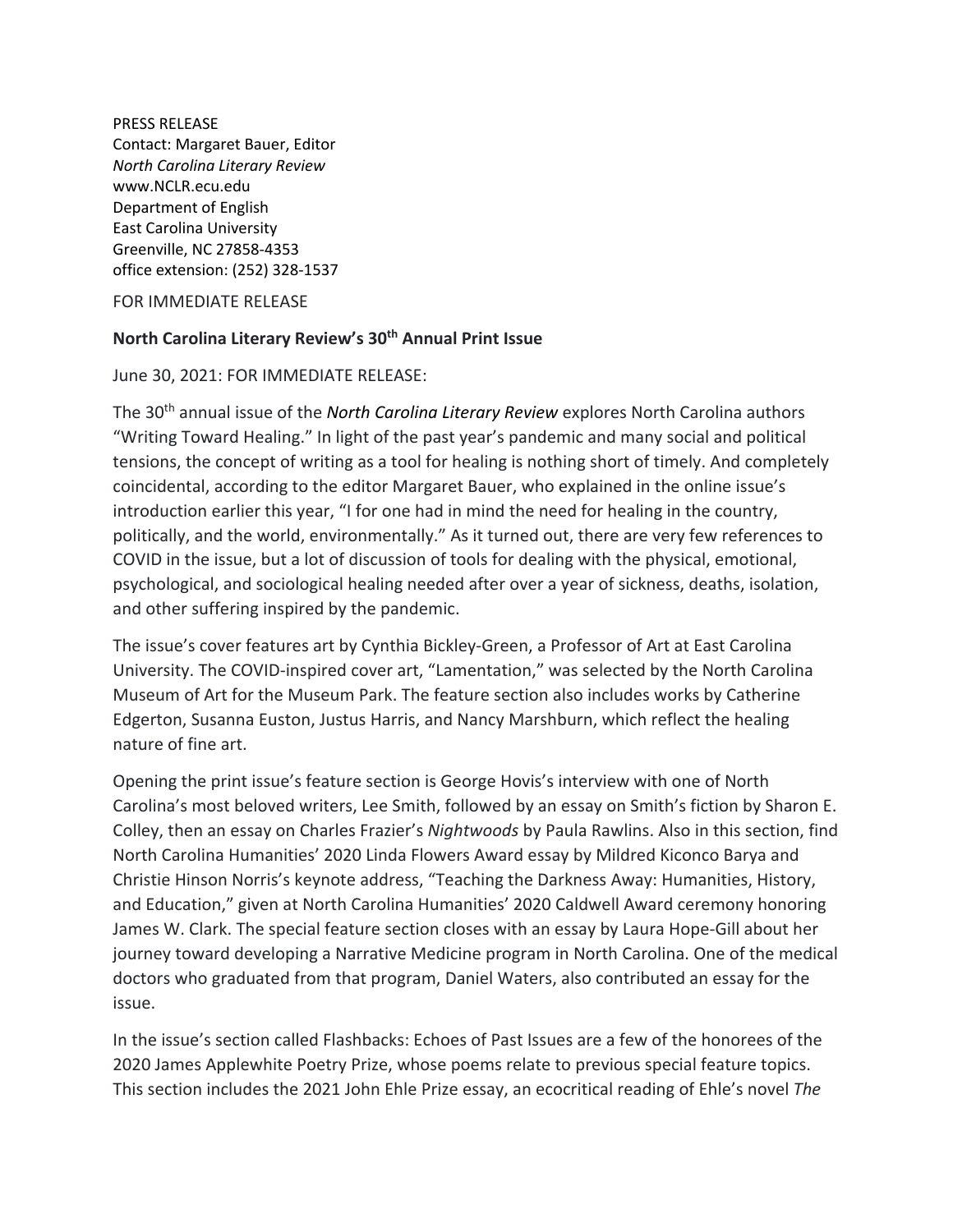PRESS RELEASE
Contact: Margaret Bauer, Editor
*North Carolina Literary Review*
www.NCLR.ecu.edu
Department of English
East Carolina University
Greenville, NC 27858-4353
office extension: (252) 328-1537

FOR IMMEDIATE RELEASE

**North Carolina Literary Review's 30th Annual Print Issue**

June 30, 2021: FOR IMMEDIATE RELEASE:

The 30th annual issue of the *North Carolina Literary Review* explores North Carolina authors "Writing Toward Healing." In light of the past year's pandemic and many social and political tensions, the concept of writing as a tool for healing is nothing short of timely. And completely coincidental, according to the editor Margaret Bauer, who explained in the online issue's introduction earlier this year, "I for one had in mind the need for healing in the country, politically, and the world, environmentally." As it turned out, there are very few references to COVID in the issue, but a lot of discussion of tools for dealing with the physical, emotional, psychological, and sociological healing needed after over a year of sickness, deaths, isolation, and other suffering inspired by the pandemic.

The issue's cover features art by Cynthia Bickley-Green, a Professor of Art at East Carolina University. The COVID-inspired cover art, "Lamentation," was selected by the North Carolina Museum of Art for the Museum Park. The feature section also includes works by Catherine Edgerton, Susanna Euston, Justus Harris, and Nancy Marshburn, which reflect the healing nature of fine art.

Opening the print issue's feature section is George Hovis's interview with one of North Carolina's most beloved writers, Lee Smith, followed by an essay on Smith's fiction by Sharon E. Colley, then an essay on Charles Frazier's *Nightwoods* by Paula Rawlins. Also in this section, find North Carolina Humanities' 2020 Linda Flowers Award essay by Mildred Kiconco Barya and Christie Hinson Norris's keynote address, "Teaching the Darkness Away: Humanities, History, and Education," given at North Carolina Humanities' 2020 Caldwell Award ceremony honoring James W. Clark. The special feature section closes with an essay by Laura Hope-Gill about her journey toward developing a Narrative Medicine program in North Carolina. One of the medical doctors who graduated from that program, Daniel Waters, also contributed an essay for the issue.

In the issue's section called Flashbacks: Echoes of Past Issues are a few of the honorees of the 2020 James Applewhite Poetry Prize, whose poems relate to previous special feature topics. This section includes the 2021 John Ehle Prize essay, an ecocritical reading of Ehle's novel *The*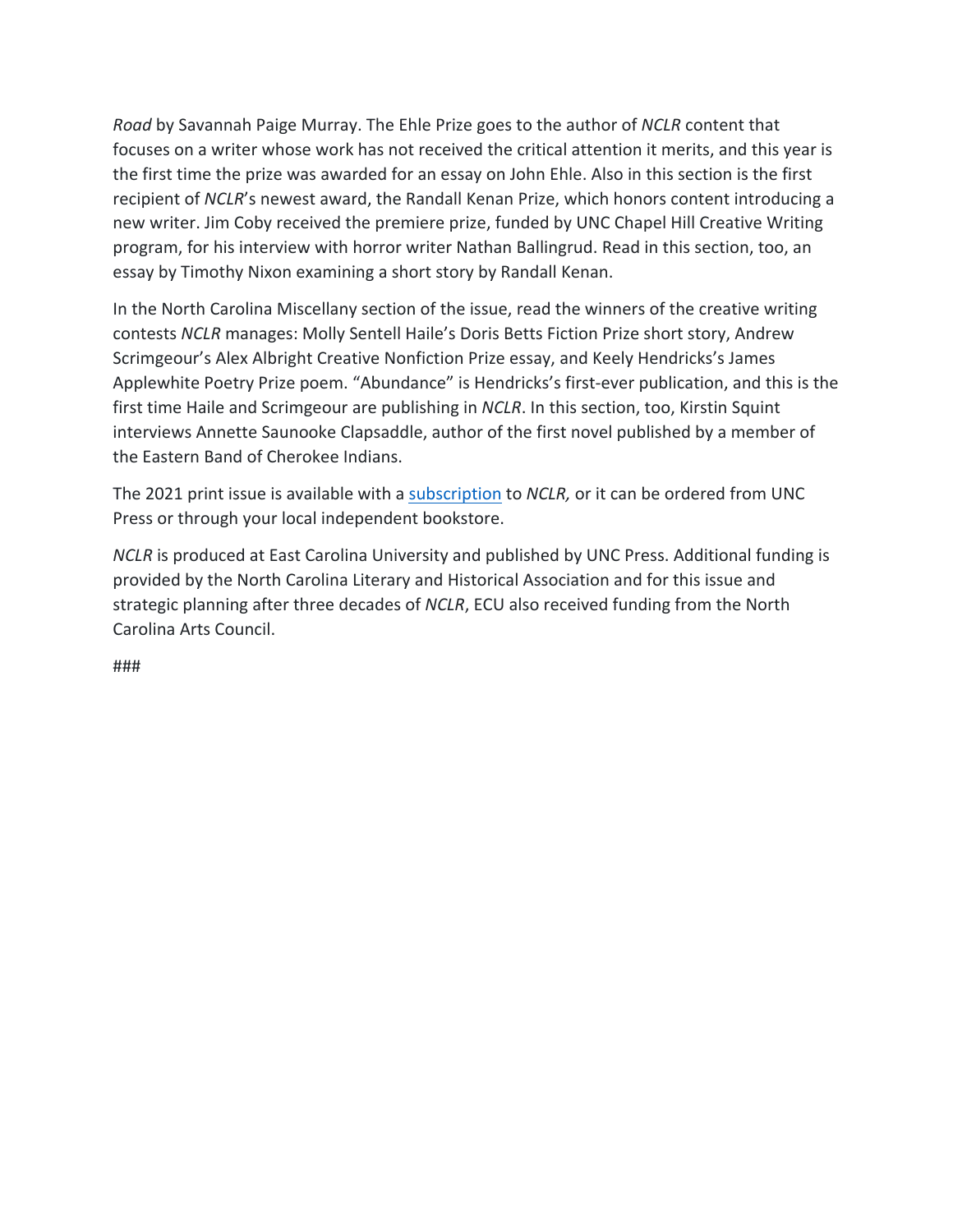*Road* by Savannah Paige Murray. The Ehle Prize goes to the author of *NCLR* content that focuses on a writer whose work has not received the critical attention it merits, and this year is the first time the prize was awarded for an essay on John Ehle. Also in this section is the first recipient of *NCLR*'s newest award, the Randall Kenan Prize, which honors content introducing a new writer. Jim Coby received the premiere prize, funded by UNC Chapel Hill Creative Writing program, for his interview with horror writer Nathan Ballingrud. Read in this section, too, an essay by Timothy Nixon examining a short story by Randall Kenan.

In the North Carolina Miscellany section of the issue, read the winners of the creative writing contests *NCLR* manages: Molly Sentell Haile's Doris Betts Fiction Prize short story, Andrew Scrimgeour's Alex Albright Creative Nonfiction Prize essay, and Keely Hendricks's James Applewhite Poetry Prize poem. "Abundance" is Hendricks's first-ever publication, and this is the first time Haile and Scrimgeour are publishing in *NCLR*. In this section, too, Kirstin Squint interviews Annette Saunooke Clapsaddle, author of the first novel published by a member of the Eastern Band of Cherokee Indians.

The 2021 print issue is available with a subscription to *NCLR,* or it can be ordered from UNC Press or through your local independent bookstore.

*NCLR* is produced at East Carolina University and published by UNC Press. Additional funding is provided by the North Carolina Literary and Historical Association and for this issue and strategic planning after three decades of *NCLR*, ECU also received funding from the North Carolina Arts Council.

###